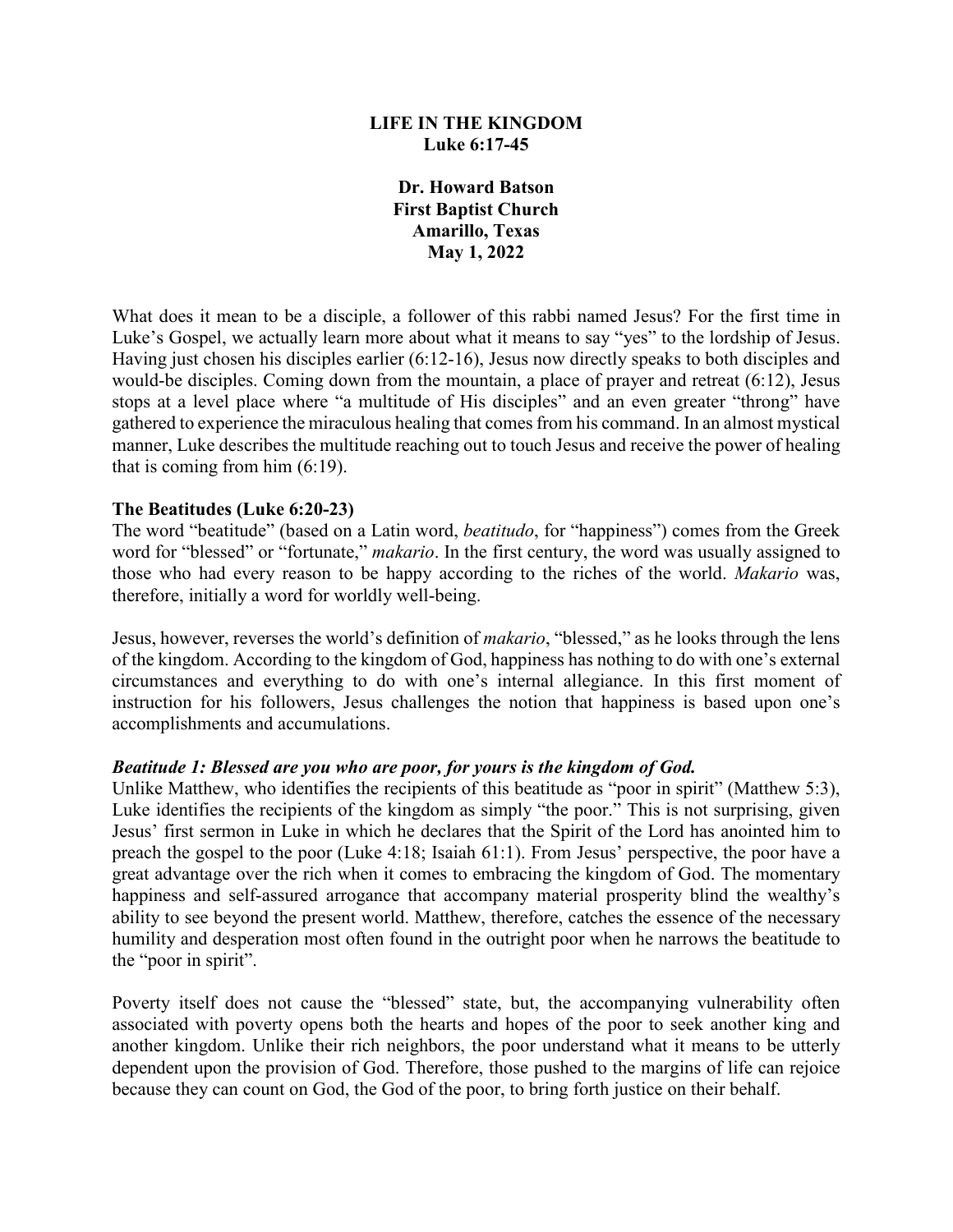# LIFE IN THE KINGDOM
**Luke 6:17-45**

**Dr. Howard Batson**
**First Baptist Church**
**Amarillo, Texas**
**May 1, 2022**

What does it mean to be a disciple, a follower of this rabbi named Jesus? For the first time in Luke's Gospel, we actually learn more about what it means to say "yes" to the lordship of Jesus. Having just chosen his disciples earlier (6:12-16), Jesus now directly speaks to both disciples and would-be disciples. Coming down from the mountain, a place of prayer and retreat (6:12), Jesus stops at a level place where "a multitude of His disciples" and an even greater "throng" have gathered to experience the miraculous healing that comes from his command. In an almost mystical manner, Luke describes the multitude reaching out to touch Jesus and receive the power of healing that is coming from him (6:19).

**The Beatitudes (Luke 6:20-23)**

The word "beatitude" (based on a Latin word, *beatitudo*, for "happiness") comes from the Greek word for "blessed" or "fortunate," *makario*. In the first century, the word was usually assigned to those who had every reason to be happy according to the riches of the world. *Makario* was, therefore, initially a word for worldly well-being.

Jesus, however, reverses the world's definition of *makario*, "blessed," as he looks through the lens of the kingdom. According to the kingdom of God, happiness has nothing to do with one's external circumstances and everything to do with one's internal allegiance. In this first moment of instruction for his followers, Jesus challenges the notion that happiness is based upon one's accomplishments and accumulations.

***Beatitude 1: Blessed are you who are poor, for yours is the kingdom of God.***

Unlike Matthew, who identifies the recipients of this beatitude as "poor in spirit" (Matthew 5:3), Luke identifies the recipients of the kingdom as simply "the poor." This is not surprising, given Jesus' first sermon in Luke in which he declares that the Spirit of the Lord has anointed him to preach the gospel to the poor (Luke 4:18; Isaiah 61:1). From Jesus' perspective, the poor have a great advantage over the rich when it comes to embracing the kingdom of God. The momentary happiness and self-assured arrogance that accompany material prosperity blind the wealthy's ability to see beyond the present world. Matthew, therefore, catches the essence of the necessary humility and desperation most often found in the outright poor when he narrows the beatitude to the "poor in spirit".

Poverty itself does not cause the "blessed" state, but, the accompanying vulnerability often associated with poverty opens both the hearts and hopes of the poor to seek another king and another kingdom. Unlike their rich neighbors, the poor understand what it means to be utterly dependent upon the provision of God. Therefore, those pushed to the margins of life can rejoice because they can count on God, the God of the poor, to bring forth justice on their behalf.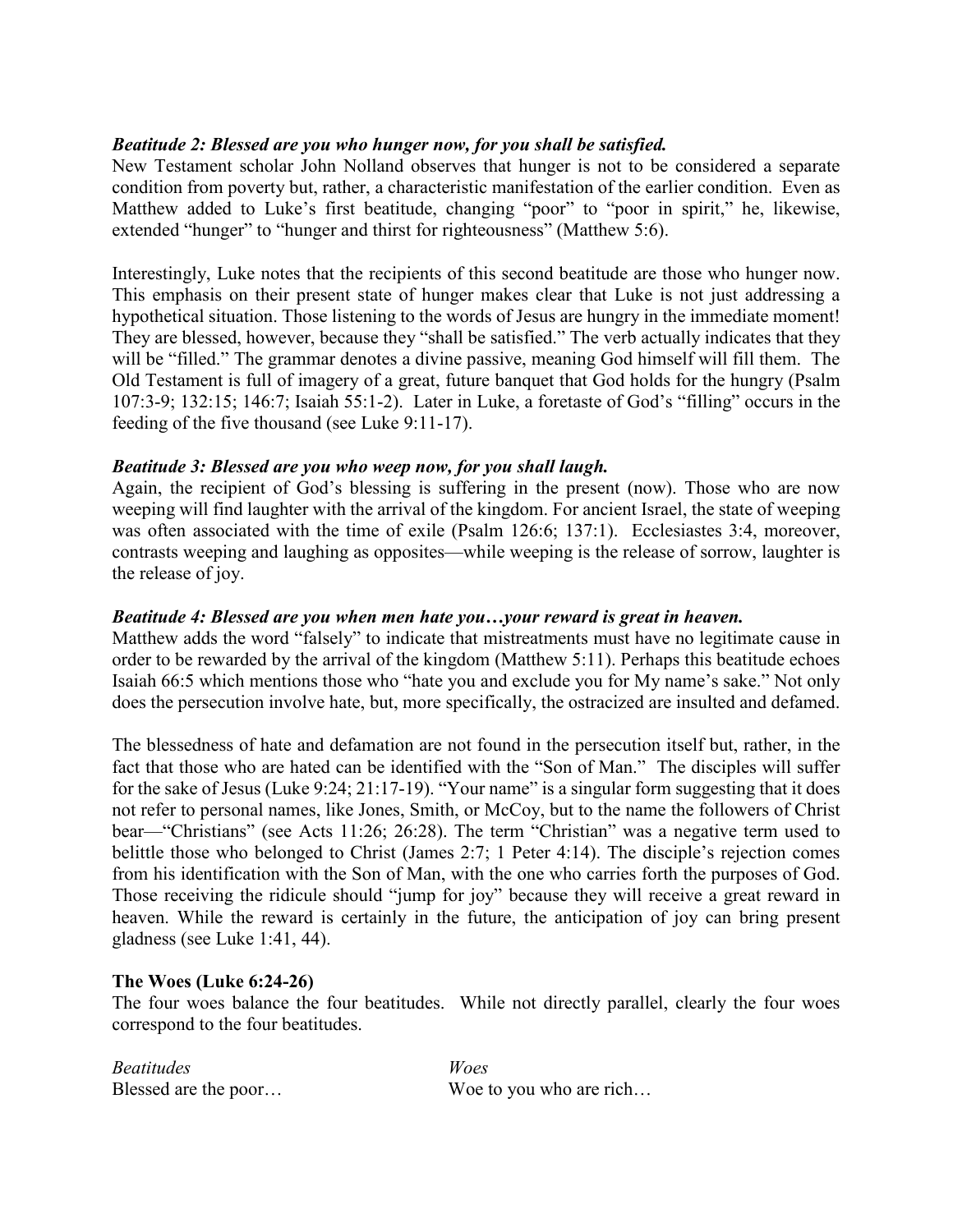***Beatitude 2: Blessed are you who hunger now, for you shall be satisfied.***
New Testament scholar John Nolland observes that hunger is not to be considered a separate condition from poverty but, rather, a characteristic manifestation of the earlier condition. Even as Matthew added to Luke's first beatitude, changing "poor" to "poor in spirit," he, likewise, extended "hunger" to "hunger and thirst for righteousness" (Matthew 5:6).

Interestingly, Luke notes that the recipients of this second beatitude are those who hunger now. This emphasis on their present state of hunger makes clear that Luke is not just addressing a hypothetical situation. Those listening to the words of Jesus are hungry in the immediate moment! They are blessed, however, because they "shall be satisfied." The verb actually indicates that they will be "filled." The grammar denotes a divine passive, meaning God himself will fill them. The Old Testament is full of imagery of a great, future banquet that God holds for the hungry (Psalm 107:3-9; 132:15; 146:7; Isaiah 55:1-2). Later in Luke, a foretaste of God's "filling" occurs in the feeding of the five thousand (see Luke 9:11-17).

***Beatitude 3: Blessed are you who weep now, for you shall laugh.***
Again, the recipient of God's blessing is suffering in the present (now). Those who are now weeping will find laughter with the arrival of the kingdom. For ancient Israel, the state of weeping was often associated with the time of exile (Psalm 126:6; 137:1). Ecclesiastes 3:4, moreover, contrasts weeping and laughing as opposites—while weeping is the release of sorrow, laughter is the release of joy.

***Beatitude 4: Blessed are you when men hate you…your reward is great in heaven.***
Matthew adds the word "falsely" to indicate that mistreatments must have no legitimate cause in order to be rewarded by the arrival of the kingdom (Matthew 5:11). Perhaps this beatitude echoes Isaiah 66:5 which mentions those who "hate you and exclude you for My name's sake." Not only does the persecution involve hate, but, more specifically, the ostracized are insulted and defamed.

The blessedness of hate and defamation are not found in the persecution itself but, rather, in the fact that those who are hated can be identified with the "Son of Man." The disciples will suffer for the sake of Jesus (Luke 9:24; 21:17-19). "Your name" is a singular form suggesting that it does not refer to personal names, like Jones, Smith, or McCoy, but to the name the followers of Christ bear—"Christians" (see Acts 11:26; 26:28). The term "Christian" was a negative term used to belittle those who belonged to Christ (James 2:7; 1 Peter 4:14). The disciple's rejection comes from his identification with the Son of Man, with the one who carries forth the purposes of God. Those receiving the ridicule should "jump for joy" because they will receive a great reward in heaven. While the reward is certainly in the future, the anticipation of joy can bring present gladness (see Luke 1:41, 44).

**The Woes (Luke 6:24-26)**
The four woes balance the four beatitudes. While not directly parallel, clearly the four woes correspond to the four beatitudes.

| *Beatitudes* | *Woes* |
| --- | --- |
| Blessed are the poor… | Woe to you who are rich… |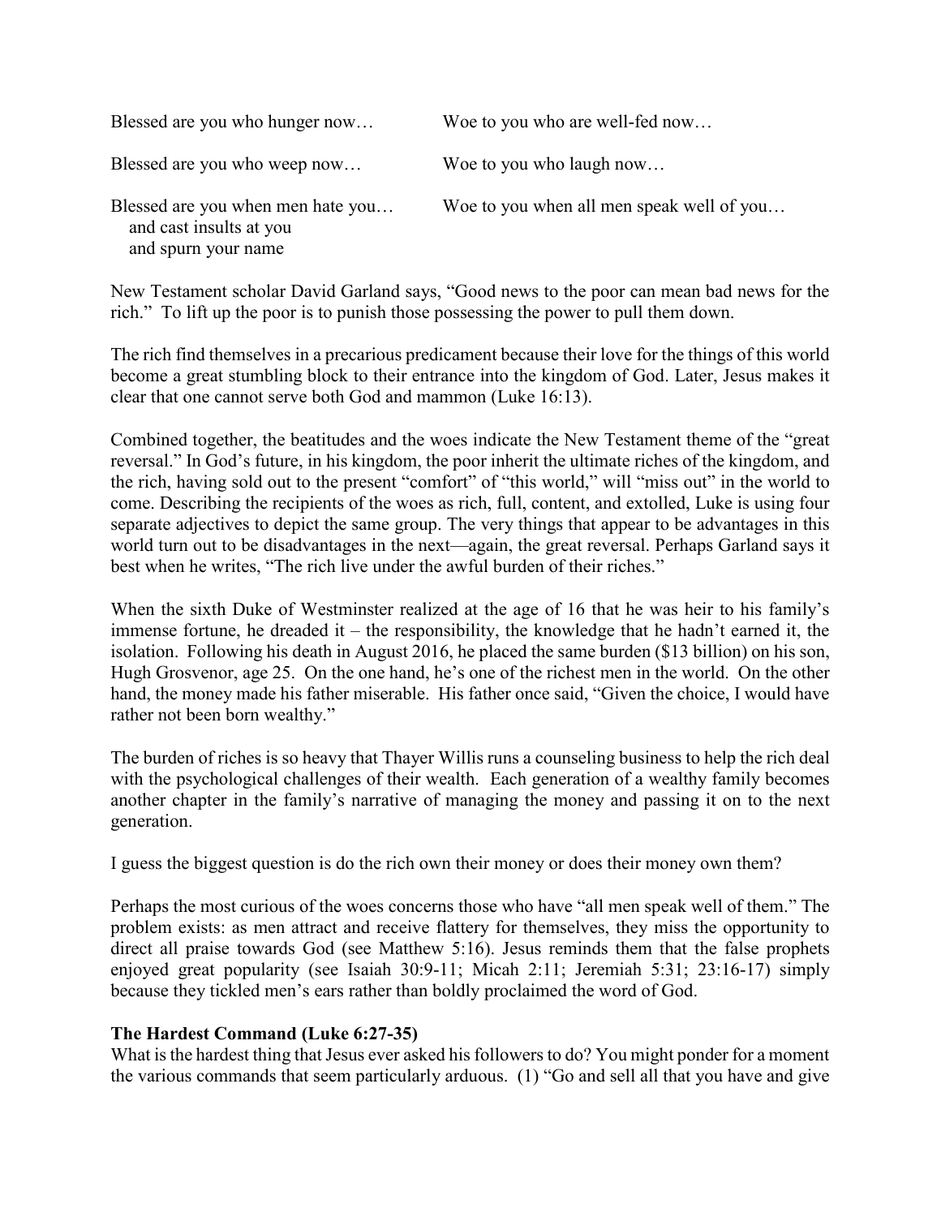| | |
|---|---|
| Blessed are you who hunger now… | Woe to you who are well-fed now… |
| Blessed are you who weep now… | Woe to you who laugh now… |
| Blessed are you when men hate you… and cast insults at you and spurn your name | Woe to you when all men speak well of you… |

New Testament scholar David Garland says, "Good news to the poor can mean bad news for the rich." To lift up the poor is to punish those possessing the power to pull them down.

The rich find themselves in a precarious predicament because their love for the things of this world become a great stumbling block to their entrance into the kingdom of God. Later, Jesus makes it clear that one cannot serve both God and mammon (Luke 16:13).

Combined together, the beatitudes and the woes indicate the New Testament theme of the "great reversal." In God's future, in his kingdom, the poor inherit the ultimate riches of the kingdom, and the rich, having sold out to the present "comfort" of "this world," will "miss out" in the world to come. Describing the recipients of the woes as rich, full, content, and extolled, Luke is using four separate adjectives to depict the same group. The very things that appear to be advantages in this world turn out to be disadvantages in the next—again, the great reversal. Perhaps Garland says it best when he writes, "The rich live under the awful burden of their riches."

When the sixth Duke of Westminster realized at the age of 16 that he was heir to his family's immense fortune, he dreaded it – the responsibility, the knowledge that he hadn't earned it, the isolation. Following his death in August 2016, he placed the same burden ($13 billion) on his son, Hugh Grosvenor, age 25. On the one hand, he's one of the richest men in the world. On the other hand, the money made his father miserable. His father once said, "Given the choice, I would have rather not been born wealthy."

The burden of riches is so heavy that Thayer Willis runs a counseling business to help the rich deal with the psychological challenges of their wealth. Each generation of a wealthy family becomes another chapter in the family's narrative of managing the money and passing it on to the next generation.

I guess the biggest question is do the rich own their money or does their money own them?

Perhaps the most curious of the woes concerns those who have "all men speak well of them." The problem exists: as men attract and receive flattery for themselves, they miss the opportunity to direct all praise towards God (see Matthew 5:16). Jesus reminds them that the false prophets enjoyed great popularity (see Isaiah 30:9-11; Micah 2:11; Jeremiah 5:31; 23:16-17) simply because they tickled men's ears rather than boldly proclaimed the word of God.

**The Hardest Command (Luke 6:27-35)**

What is the hardest thing that Jesus ever asked his followers to do? You might ponder for a moment the various commands that seem particularly arduous. (1) "Go and sell all that you have and give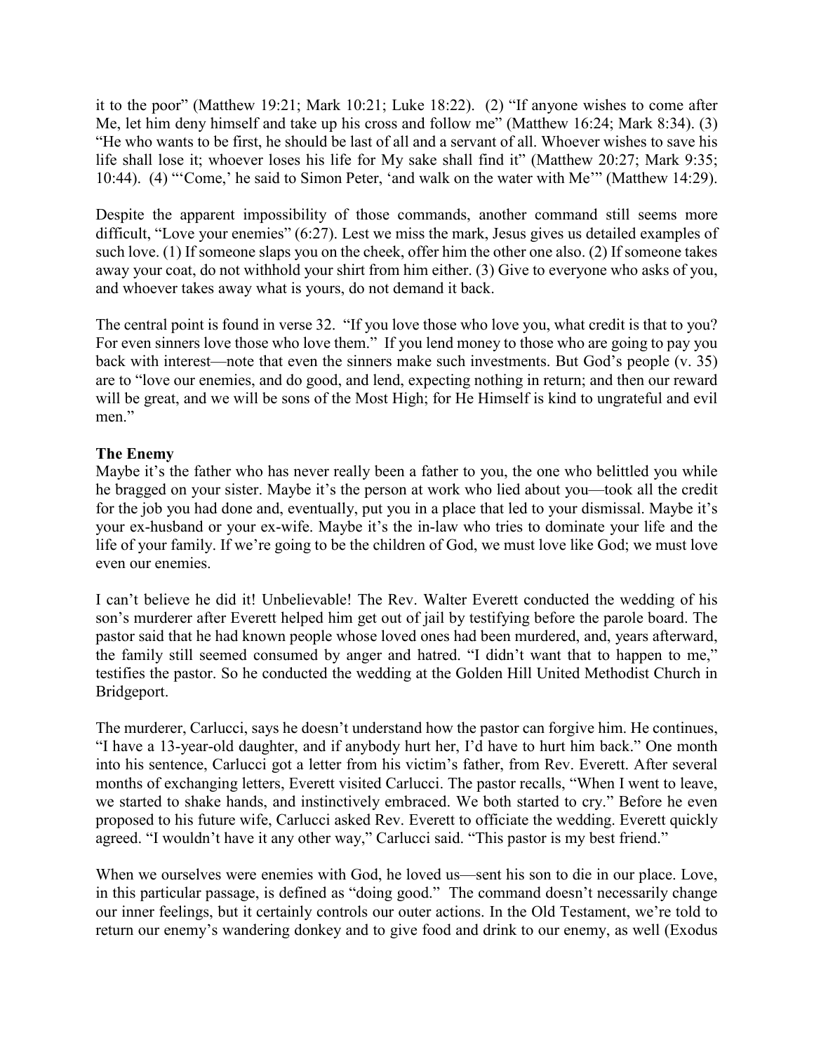it to the poor" (Matthew 19:21; Mark 10:21; Luke 18:22). (2) "If anyone wishes to come after Me, let him deny himself and take up his cross and follow me" (Matthew 16:24; Mark 8:34). (3) "He who wants to be first, he should be last of all and a servant of all. Whoever wishes to save his life shall lose it; whoever loses his life for My sake shall find it" (Matthew 20:27; Mark 9:35; 10:44). (4) "'Come,' he said to Simon Peter, 'and walk on the water with Me'" (Matthew 14:29).

Despite the apparent impossibility of those commands, another command still seems more difficult, "Love your enemies" (6:27). Lest we miss the mark, Jesus gives us detailed examples of such love. (1) If someone slaps you on the cheek, offer him the other one also. (2) If someone takes away your coat, do not withhold your shirt from him either. (3) Give to everyone who asks of you, and whoever takes away what is yours, do not demand it back.

The central point is found in verse 32. "If you love those who love you, what credit is that to you? For even sinners love those who love them." If you lend money to those who are going to pay you back with interest—note that even the sinners make such investments. But God's people (v. 35) are to "love our enemies, and do good, and lend, expecting nothing in return; and then our reward will be great, and we will be sons of the Most High; for He Himself is kind to ungrateful and evil men."

**The Enemy**

Maybe it's the father who has never really been a father to you, the one who belittled you while he bragged on your sister. Maybe it's the person at work who lied about you—took all the credit for the job you had done and, eventually, put you in a place that led to your dismissal. Maybe it's your ex-husband or your ex-wife. Maybe it's the in-law who tries to dominate your life and the life of your family. If we're going to be the children of God, we must love like God; we must love even our enemies.

I can't believe he did it! Unbelievable! The Rev. Walter Everett conducted the wedding of his son's murderer after Everett helped him get out of jail by testifying before the parole board. The pastor said that he had known people whose loved ones had been murdered, and, years afterward, the family still seemed consumed by anger and hatred. "I didn't want that to happen to me," testifies the pastor. So he conducted the wedding at the Golden Hill United Methodist Church in Bridgeport.

The murderer, Carlucci, says he doesn't understand how the pastor can forgive him. He continues, "I have a 13-year-old daughter, and if anybody hurt her, I'd have to hurt him back." One month into his sentence, Carlucci got a letter from his victim's father, from Rev. Everett. After several months of exchanging letters, Everett visited Carlucci. The pastor recalls, "When I went to leave, we started to shake hands, and instinctively embraced. We both started to cry." Before he even proposed to his future wife, Carlucci asked Rev. Everett to officiate the wedding. Everett quickly agreed. "I wouldn't have it any other way," Carlucci said. "This pastor is my best friend."

When we ourselves were enemies with God, he loved us—sent his son to die in our place. Love, in this particular passage, is defined as "doing good." The command doesn't necessarily change our inner feelings, but it certainly controls our outer actions. In the Old Testament, we're told to return our enemy's wandering donkey and to give food and drink to our enemy, as well (Exodus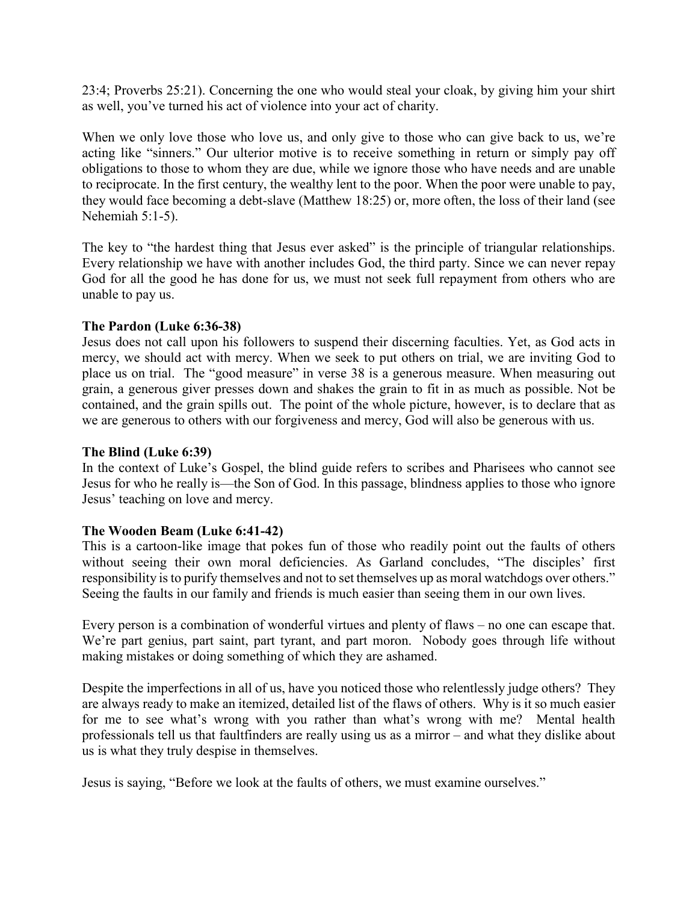23:4; Proverbs 25:21). Concerning the one who would steal your cloak, by giving him your shirt as well, you've turned his act of violence into your act of charity.

When we only love those who love us, and only give to those who can give back to us, we're acting like "sinners." Our ulterior motive is to receive something in return or simply pay off obligations to those to whom they are due, while we ignore those who have needs and are unable to reciprocate. In the first century, the wealthy lent to the poor. When the poor were unable to pay, they would face becoming a debt-slave (Matthew 18:25) or, more often, the loss of their land (see Nehemiah 5:1-5).

The key to "the hardest thing that Jesus ever asked" is the principle of triangular relationships. Every relationship we have with another includes God, the third party. Since we can never repay God for all the good he has done for us, we must not seek full repayment from others who are unable to pay us.

**The Pardon (Luke 6:36-38)**

Jesus does not call upon his followers to suspend their discerning faculties. Yet, as God acts in mercy, we should act with mercy. When we seek to put others on trial, we are inviting God to place us on trial. The "good measure" in verse 38 is a generous measure. When measuring out grain, a generous giver presses down and shakes the grain to fit in as much as possible. Not be contained, and the grain spills out. The point of the whole picture, however, is to declare that as we are generous to others with our forgiveness and mercy, God will also be generous with us.

**The Blind (Luke 6:39)**

In the context of Luke's Gospel, the blind guide refers to scribes and Pharisees who cannot see Jesus for who he really is—the Son of God. In this passage, blindness applies to those who ignore Jesus' teaching on love and mercy.

**The Wooden Beam (Luke 6:41-42)**

This is a cartoon-like image that pokes fun of those who readily point out the faults of others without seeing their own moral deficiencies. As Garland concludes, "The disciples' first responsibility is to purify themselves and not to set themselves up as moral watchdogs over others." Seeing the faults in our family and friends is much easier than seeing them in our own lives.

Every person is a combination of wonderful virtues and plenty of flaws – no one can escape that. We're part genius, part saint, part tyrant, and part moron. Nobody goes through life without making mistakes or doing something of which they are ashamed.

Despite the imperfections in all of us, have you noticed those who relentlessly judge others? They are always ready to make an itemized, detailed list of the flaws of others. Why is it so much easier for me to see what's wrong with you rather than what's wrong with me? Mental health professionals tell us that faultfinders are really using us as a mirror – and what they dislike about us is what they truly despise in themselves.

Jesus is saying, "Before we look at the faults of others, we must examine ourselves."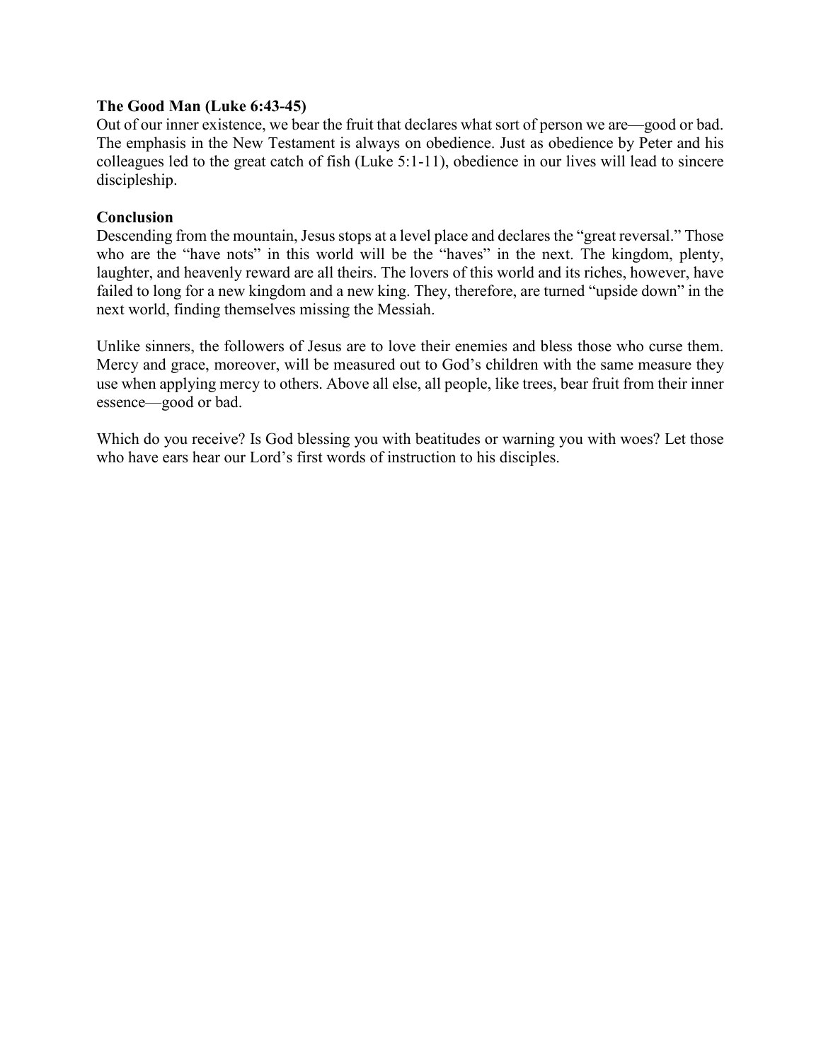**The Good Man (Luke 6:43-45)**

Out of our inner existence, we bear the fruit that declares what sort of person we are—good or bad. The emphasis in the New Testament is always on obedience. Just as obedience by Peter and his colleagues led to the great catch of fish (Luke 5:1-11), obedience in our lives will lead to sincere discipleship.

**Conclusion**

Descending from the mountain, Jesus stops at a level place and declares the "great reversal." Those who are the "have nots" in this world will be the "haves" in the next. The kingdom, plenty, laughter, and heavenly reward are all theirs. The lovers of this world and its riches, however, have failed to long for a new kingdom and a new king. They, therefore, are turned "upside down" in the next world, finding themselves missing the Messiah.

Unlike sinners, the followers of Jesus are to love their enemies and bless those who curse them. Mercy and grace, moreover, will be measured out to God's children with the same measure they use when applying mercy to others. Above all else, all people, like trees, bear fruit from their inner essence—good or bad.

Which do you receive? Is God blessing you with beatitudes or warning you with woes? Let those who have ears hear our Lord's first words of instruction to his disciples.